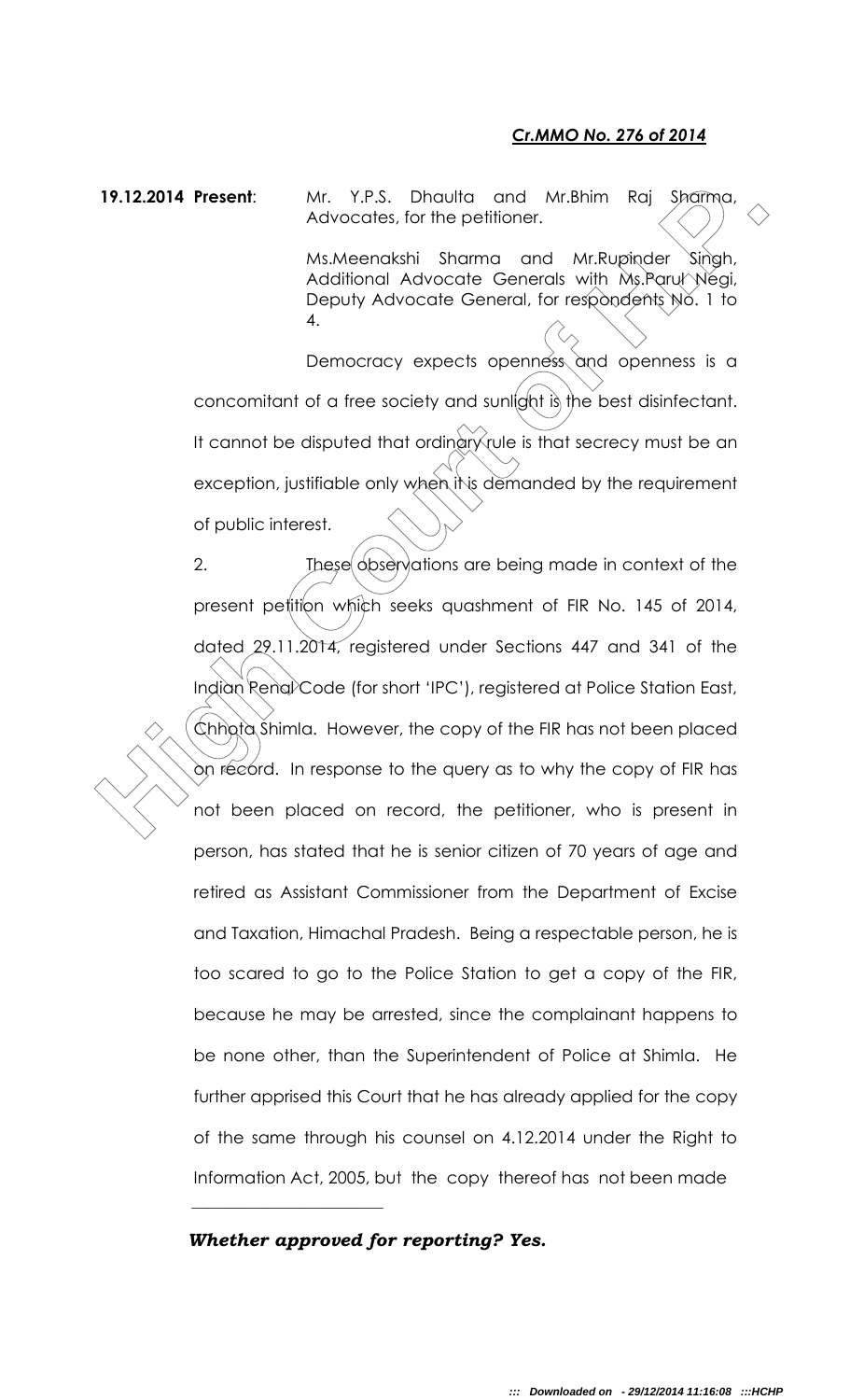***Cr.MMO No. 276 of 2014***

**19.12.2014 Present**: Mr. Y.P.S. Dhaulta and Mr.Bhim Raj Sharma, Advocates, for the petitioner.

Ms.Meenakshi Sharma and Mr.Rupinder Singh, Additional Advocate Generals with Ms.Parul Negi, Deputy Advocate General, for respondents No. 1 to 4.

Democracy expects openness and openness is a concomitant of a free society and sunlight is the best disinfectant. It cannot be disputed that ordinary rule is that secrecy must be an exception, justifiable only when it is demanded by the requirement of public interest.

2. These observations are being made in context of the present petition which seeks quashment of FIR No. 145 of 2014, dated 29.11.2014, registered under Sections 447 and 341 of the Indian Penal Code (for short 'IPC'), registered at Police Station East, Chhota Shimla. However, the copy of the FIR has not been placed on record. In response to the query as to why the copy of FIR has not been placed on record, the petitioner, who is present in person, has stated that he is senior citizen of 70 years of age and retired as Assistant Commissioner from the Department of Excise and Taxation, Himachal Pradesh. Being a respectable person, he is too scared to go to the Police Station to get a copy of the FIR, because he may be arrested, since the complainant happens to be none other, than the Superintendent of Police at Shimla. He further apprised this Court that he has already applied for the copy of the same through his counsel on 4.12.2014 under the Right to Information Act, 2005, but the copy thereof has not been made

***Whether approved for reporting? Yes.***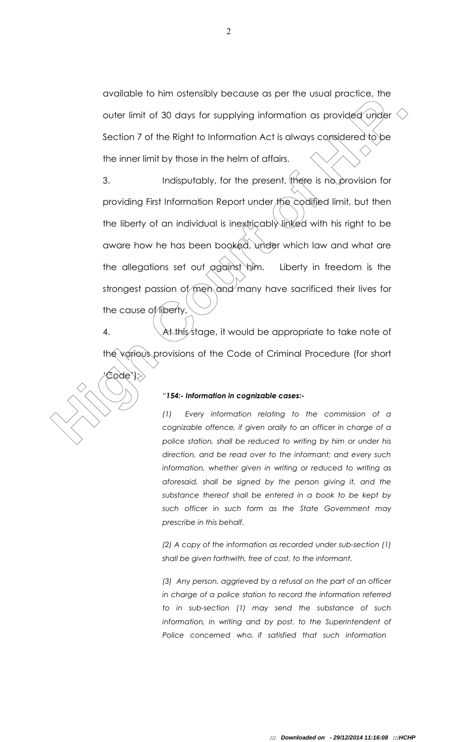available to him ostensibly because as per the usual practice, the outer limit of 30 days for supplying information as provided under Section 7 of the Right to Information Act is always considered to be the inner limit by those in the helm of affairs.

3. Indisputably, for the present, there is no provision for providing First Information Report under the codified limit, but then the liberty of an individual is inextricably linked with his right to be aware how he has been booked, under which law and what are the allegations set out against him. Liberty in freedom is the strongest passion of men and many have sacrificed their lives for the cause of liberty.

4. At this stage, it would be appropriate to take note of the various provisions of the Code of Criminal Procedure (for short 'Code'):-

> *"**154:- Information in cognizable cases:-***
>
> *(1) Every information relating to the commission of a cognizable offence, if given orally to an officer in charge of a police station, shall be reduced to writing by him or under his direction, and be read over to the informant; and every such information, whether given in writing or reduced to writing as aforesaid, shall be signed by the person giving it, and the substance thereof shall be entered in a book to be kept by such officer in such form as the State Government may prescribe in this behalf.*
>
> *(2) A copy of the information as recorded under sub-section (1) shall be given forthwith, free of cost, to the informant.*
>
> *(3) Any person, aggrieved by a refusal on the part of an officer in charge of a police station to record the information referred to in sub-section (1) may send the substance of such information, in writing and by post, to the Superintendent of Police concerned who, if satisfied that such information*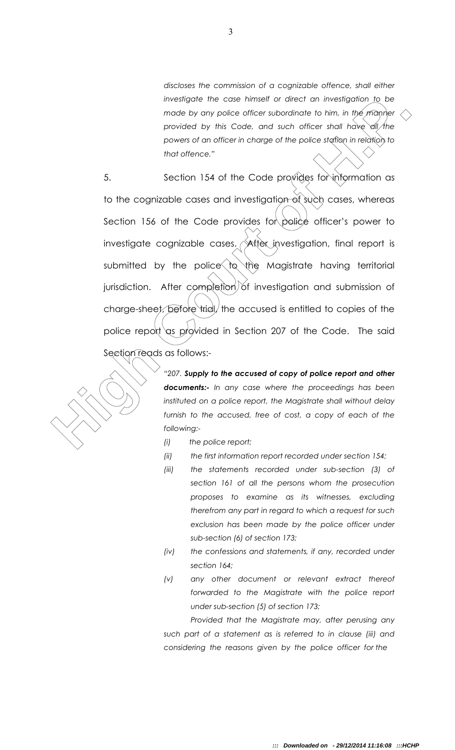*discloses the commission of a cognizable offence, shall either investigate the case himself or direct an investigation to be made by any police officer subordinate to him, in the manner provided by this Code, and such officer shall have all the powers of an officer in charge of the police station in relation to that offence."*

5. Section 154 of the Code provides for information as to the cognizable cases and investigation of such cases, whereas Section 156 of the Code provides for police officer's power to investigate cognizable cases. After investigation, final report is submitted by the police to the Magistrate having territorial jurisdiction. After completion of investigation and submission of charge-sheet, before trial, the accused is entitled to copies of the police report as provided in Section 207 of the Code. The said Section reads as follows:-

> *"207. **Supply to the accused of copy of police report and other documents:-** In any case where the proceedings has been instituted on a police report, the Magistrate shall without delay furnish to the accused, free of cost, a copy of each of the following:-*
>
> *(i) the police report;*
>
> *(ii) the first information report recorded under section 154;*
>
> *(iii) the statements recorded under sub-section (3) of section 161 of all the persons whom the prosecution proposes to examine as its witnesses, excluding therefrom any part in regard to which a request for such exclusion has been made by the police officer under sub-section (6) of section 173;*
>
> *(iv) the confessions and statements, if any, recorded under section 164;*
>
> *(v) any other document or relevant extract thereof forwarded to the Magistrate with the police report under sub-section (5) of section 173;*
>
> *Provided that the Magistrate may, after perusing any such part of a statement as is referred to in clause (iii) and considering the reasons given by the police officer for the*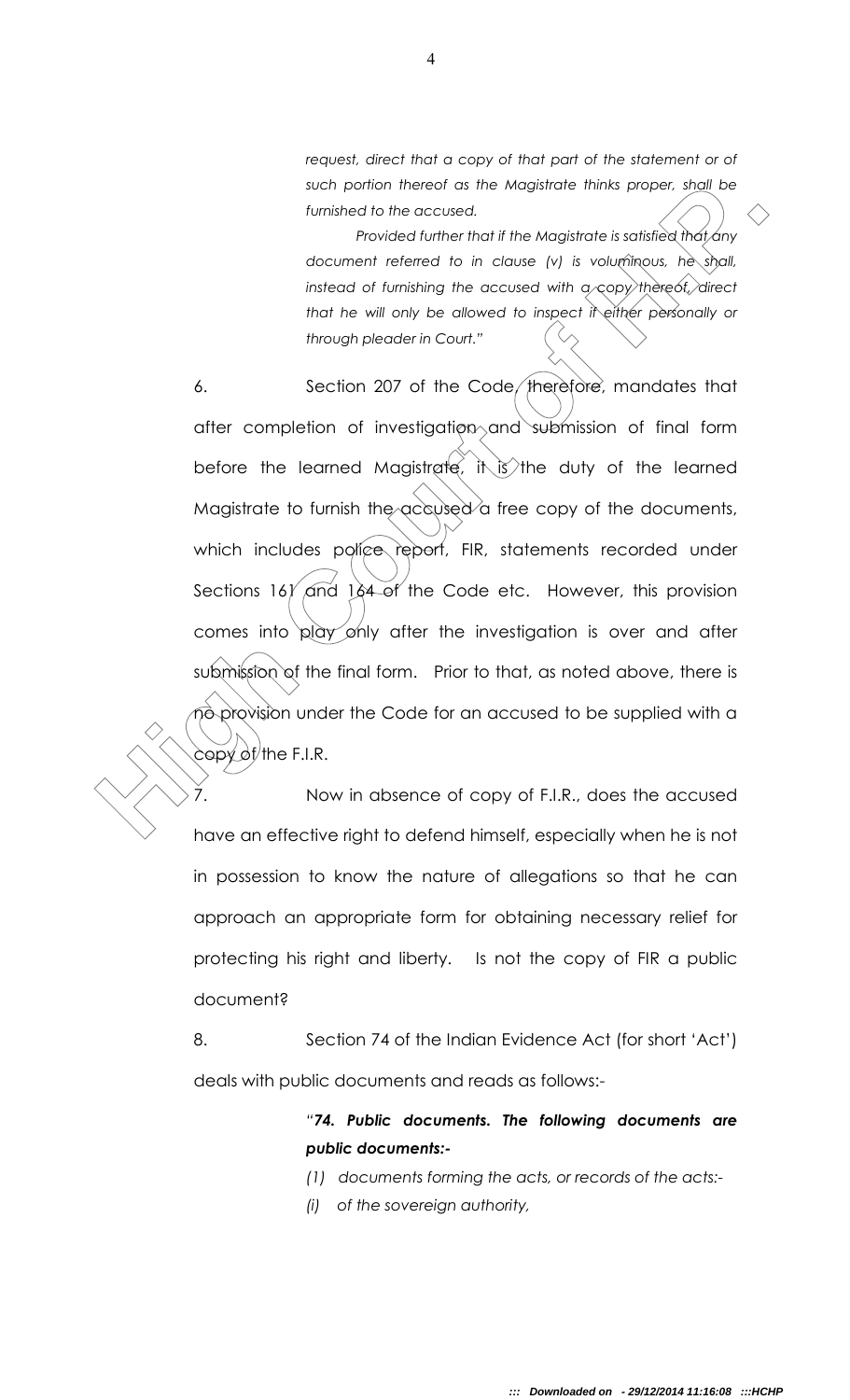*request, direct that a copy of that part of the statement or of such portion thereof as the Magistrate thinks proper, shall be furnished to the accused.*

*Provided further that if the Magistrate is satisfied that any document referred to in clause (v) is voluminous, he shall, instead of furnishing the accused with a copy thereof, direct that he will only be allowed to inspect it either personally or through pleader in Court."*

6. Section 207 of the Code, therefore, mandates that after completion of investigation and submission of final form before the learned Magistrate, it is the duty of the learned Magistrate to furnish the accused a free copy of the documents, which includes police report, FIR, statements recorded under Sections 161 and 164 of the Code etc. However, this provision comes into play only after the investigation is over and after submission of the final form. Prior to that, as noted above, there is no provision under the Code for an accused to be supplied with a copy of the F.I.R.

7. Now in absence of copy of F.I.R., does the accused have an effective right to defend himself, especially when he is not in possession to know the nature of allegations so that he can approach an appropriate form for obtaining necessary relief for protecting his right and liberty. Is not the copy of FIR a public document?

8. Section 74 of the Indian Evidence Act (for short 'Act') deals with public documents and reads as follows:-

> *"**74. Public documents. The following documents are public documents:-***
>
> *(1) documents forming the acts, or records of the acts:-*
>
> *(i) of the sovereign authority,*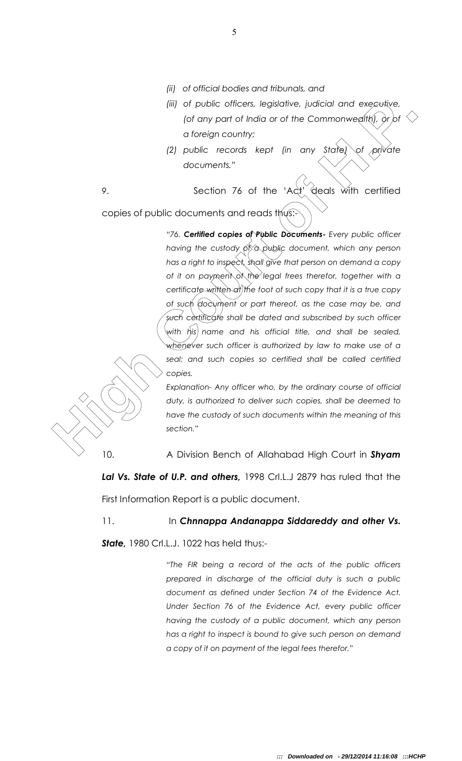*(ii) of official bodies and tribunals, and*

*(iii) of public officers, legislative, judicial and executive, (of any part of India or of the Commonwealth), or of a foreign country;*

*(2) public records kept (in any State) of private documents."*

9. Section 76 of the 'Act' deals with certified copies of public documents and reads thus:-

> *"76. **Certified copies of Public Documents-** Every public officer having the custody of a public document, which any person has a right to inspect, shall give that person on demand a copy of it on payment of the legal frees therefor, together with a certificate written at the foot of such copy that it is a true copy of such document or part thereof, as the case may be, and such certificate shall be dated and subscribed by such officer with his name and his official title, and shall be sealed, whenever such officer is authorized by law to make use of a seal; and such copies so certified shall be called certified copies.*
>
> *Explanation- Any officer who, by the ordinary course of official duty, is authorized to deliver such copies, shall be deemed to have the custody of such documents within the meaning of this section."*

10. A Division Bench of Allahabad High Court in ***Shyam Lal Vs. State of U.P. and others,*** 1998 Crl.L.J 2879 has ruled that the First Information Report is a public document.

11. In ***Chnnappa Andanappa Siddareddy and other Vs. State,*** 1980 Crl.L.J. 1022 has held thus:-

> *"The FIR being a record of the acts of the public officers prepared in discharge of the official duty is such a public document as defined under Section 74 of the Evidence Act. Under Section 76 of the Evidence Act, every public officer having the custody of a public document, which any person has a right to inspect is bound to give such person on demand a copy of it on payment of the legal fees therefor."*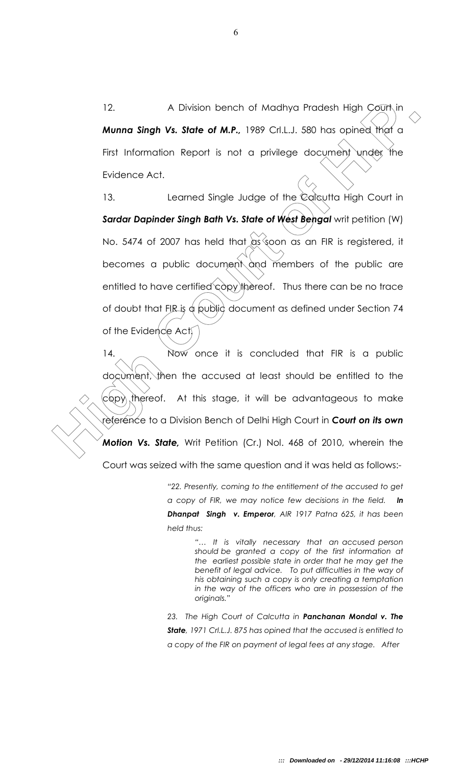12. A Division bench of Madhya Pradesh High Court in ***Munna Singh Vs. State of M.P.,*** 1989 Crl.L.J. 580 has opined that a First Information Report is not a privilege document under the Evidence Act.

13. Learned Single Judge of the Calcutta High Court in ***Sardar Dapinder Singh Bath Vs. State of West Bengal*** writ petition (W) No. 5474 of 2007 has held that as soon as an FIR is registered, it becomes a public document and members of the public are entitled to have certified copy thereof. Thus there can be no trace of doubt that FIR is a public document as defined under Section 74 of the Evidence Act.

14. Now once it is concluded that FIR is a public document, then the accused at least should be entitled to the copy thereof. At this stage, it will be advantageous to make reference to a Division Bench of Delhi High Court in ***Court on its own Motion Vs. State,*** Writ Petition (Cr.) Nol. 468 of 2010, wherein the Court was seized with the same question and it was held as follows:-

> *"22. Presently, coming to the entitlement of the accused to get a copy of FIR, we may notice few decisions in the field.* ***In Dhanpat Singh v. Emperor****, AIR 1917 Patna 625, it has been held thus:*
>
> > *"… It is vitally necessary that an accused person should be granted a copy of the first information at the earliest possible state in order that he may get the benefit of legal advice. To put difficulties in the way of his obtaining such a copy is only creating a temptation in the way of the officers who are in possession of the originals."*
>
> *23. The High Court of Calcutta in* ***Panchanan Mondal v. The State****, 1971 Crl.L.J. 875 has opined that the accused is entitled to a copy of the FIR on payment of legal fees at any stage. After*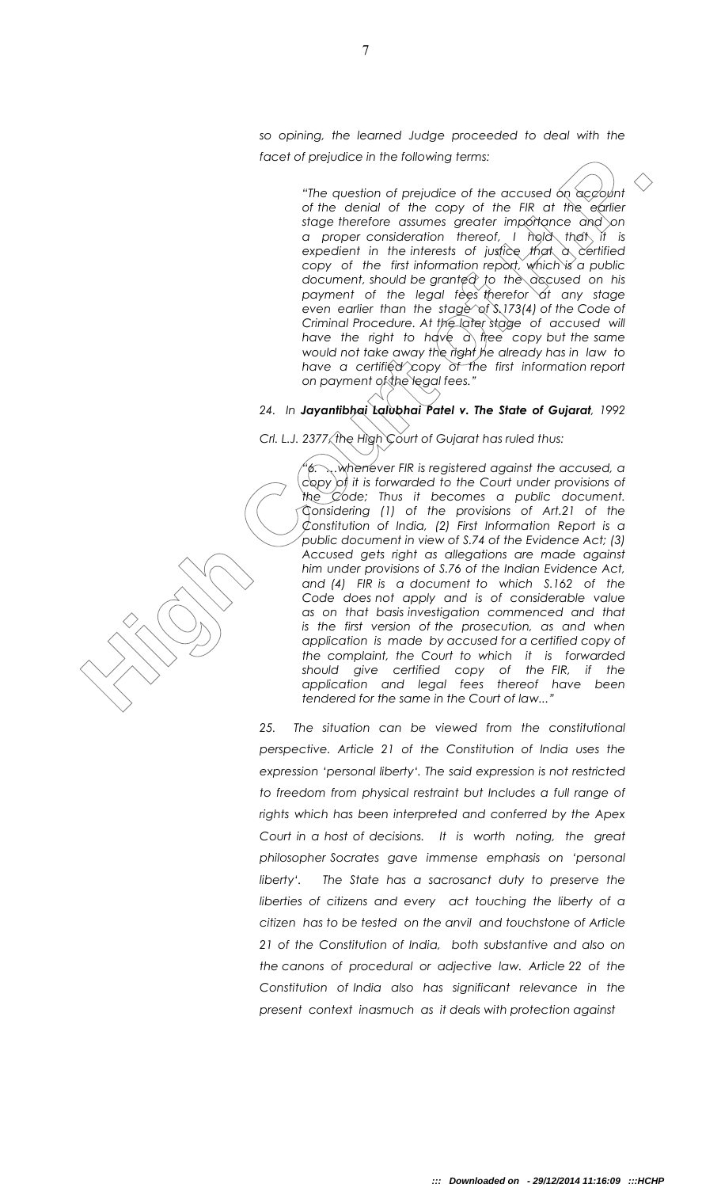*so opining, the learned Judge proceeded to deal with the facet of prejudice in the following terms:*

> *"The question of prejudice of the accused on account of the denial of the copy of the FIR at the earlier stage therefore assumes greater importance and on a proper consideration thereof, I hold that it is expedient in the interests of justice that a certified copy of the first information report, which is a public document, should be granted to the accused on his payment of the legal fees therefor at any stage even earlier than the stage of S.173(4) of the Code of Criminal Procedure. At the later stage of accused will have the right to have a free copy but the same would not take away the right he already has in law to have a certified copy of the first information report on payment of the legal fees."*

*24. In **Jayantibhai Lalubhai Patel v. The State of Gujarat**, 1992 Crl. L.J. 2377, the High Court of Gujarat has ruled thus:*

> *"6. ...whenever FIR is registered against the accused, a copy of it is forwarded to the Court under provisions of the Code; Thus it becomes a public document. Considering (1) of the provisions of Art.21 of the Constitution of India, (2) First Information Report is a public document in view of S.74 of the Evidence Act; (3) Accused gets right as allegations are made against him under provisions of S.76 of the Indian Evidence Act, and (4) FIR is a document to which S.162 of the Code does not apply and is of considerable value as on that basis investigation commenced and that is the first version of the prosecution, as and when application is made by accused for a certified copy of the complaint, the Court to which it is forwarded should give certified copy of the FIR, if the application and legal fees thereof have been tendered for the same in the Court of law..."*

*25. The situation can be viewed from the constitutional perspective. Article 21 of the Constitution of India uses the expression 'personal liberty'. The said expression is not restricted to freedom from physical restraint but Includes a full range of rights which has been interpreted and conferred by the Apex Court in a host of decisions. It is worth noting, the great philosopher Socrates gave immense emphasis on 'personal liberty'. The State has a sacrosanct duty to preserve the liberties of citizens and every act touching the liberty of a citizen has to be tested on the anvil and touchstone of Article 21 of the Constitution of India, both substantive and also on the canons of procedural or adjective law. Article 22 of the Constitution of India also has significant relevance in the present context inasmuch as it deals with protection against*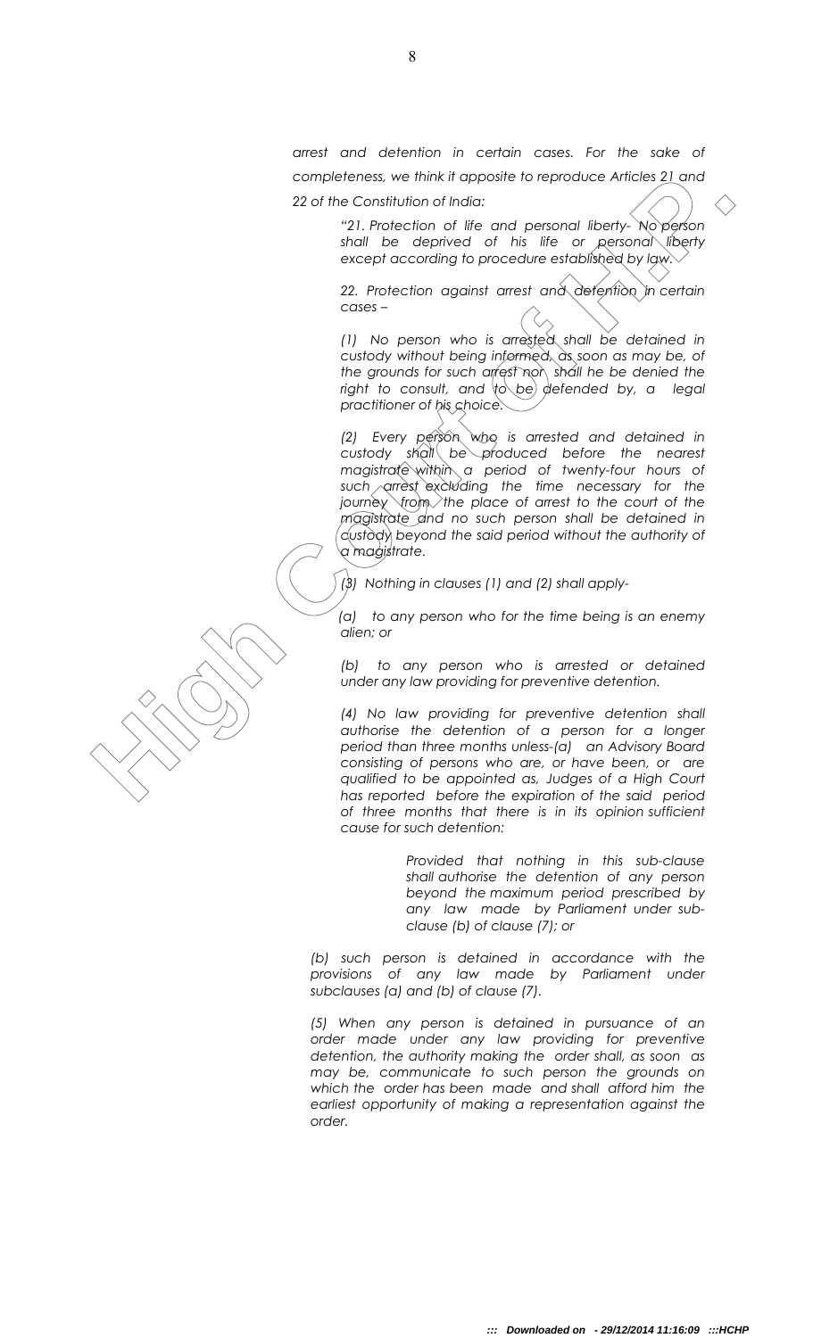*arrest and detention in certain cases. For the sake of completeness, we think it apposite to reproduce Articles 21 and 22 of the Constitution of India:*

> *"21. Protection of life and personal liberty- No person shall be deprived of his life or personal liberty except according to procedure established by law.*
>
> *22. Protection against arrest and detention in certain cases –*
>
> *(1) No person who is arrested shall be detained in custody without being informed, as soon as may be, of the grounds for such arrest nor shall he be denied the right to consult, and to be defended by, a legal practitioner of his choice.*
>
> *(2) Every person who is arrested and detained in custody shall be produced before the nearest magistrate within a period of twenty-four hours of such arrest excluding the time necessary for the journey from the place of arrest to the court of the magistrate and no such person shall be detained in custody beyond the said period without the authority of a magistrate.*
>
> *(3) Nothing in clauses (1) and (2) shall apply-*
>
> *(a) to any person who for the time being is an enemy alien; or*
>
> *(b) to any person who is arrested or detained under any law providing for preventive detention.*
>
> *(4) No law providing for preventive detention shall authorise the detention of a person for a longer period than three months unless-(a) an Advisory Board consisting of persons who are, or have been, or are qualified to be appointed as, Judges of a High Court has reported before the expiration of the said period of three months that there is in its opinion sufficient cause for such detention:*
>
> > *Provided that nothing in this sub-clause shall authorise the detention of any person beyond the maximum period prescribed by any law made by Parliament under sub-clause (b) of clause (7); or*
>
> *(b) such person is detained in accordance with the provisions of any law made by Parliament under subclauses (a) and (b) of clause (7).*
>
> *(5) When any person is detained in pursuance of an order made under any law providing for preventive detention, the authority making the order shall, as soon as may be, communicate to such person the grounds on which the order has been made and shall afford him the earliest opportunity of making a representation against the order.*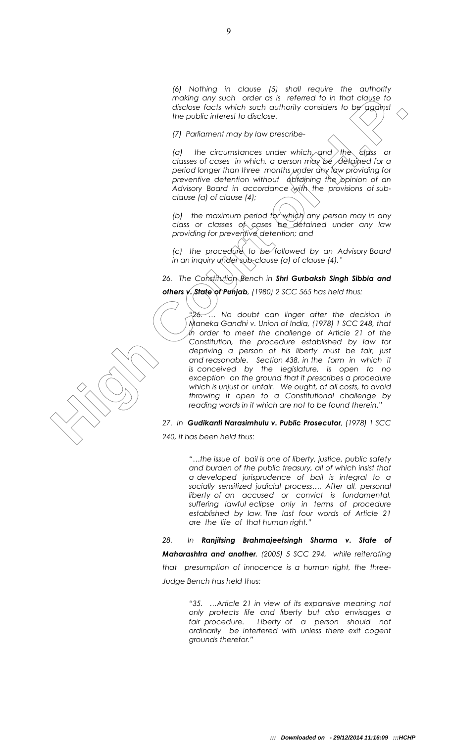*(6) Nothing in clause (5) shall require the authority making any such order as is referred to in that clause to disclose facts which such authority considers to be against the public interest to disclose.*

*(7) Parliament may by law prescribe-*

*(a) the circumstances under which, and the class or classes of cases in which, a person may be detained for a period longer than three months under any law providing for preventive detention without obtaining the opinion of an Advisory Board in accordance with the provisions of sub-clause (a) of clause (4);*

*(b) the maximum period for which any person may in any class or classes of cases be detained under any law providing for preventive detention; and*

*(c) the procedure to be followed by an Advisory Board in an inquiry under sub-clause (a) of clause (4)."*

*26. The Constitution Bench in **Shri Gurbaksh Singh Sibbia and others v. State of Punjab**, (1980) 2 SCC 565 has held thus:*

*"26. … No doubt can linger after the decision in Maneka Gandhi v. Union of India, (1978) 1 SCC 248, that in order to meet the challenge of Article 21 of the Constitution, the procedure established by law for depriving a person of his liberty must be fair, just and reasonable. Section 438, in the form in which it is conceived by the legislature, is open to no exception on the ground that it prescribes a procedure which is unjust or unfair. We ought, at all costs, to avoid throwing it open to a Constitutional challenge by reading words in it which are not to be found therein."*

*27. In **Gudikanti Narasimhulu v. Public Prosecutor**, (1978) 1 SCC 240, it has been held thus:*

*"…the issue of bail is one of liberty, justice, public safety and burden of the public treasury, all of which insist that a developed jurisprudence of bail is integral to a socially sensitized judicial process…. After all, personal liberty of an accused or convict is fundamental, suffering lawful eclipse only in terms of procedure established by law. The last four words of Article 21 are the life of that human right."*

*28. In **Ranjitsing Brahmajeetsingh Sharma v. State of Maharashtra and another**, (2005) 5 SCC 294, while reiterating that presumption of innocence is a human right, the three-Judge Bench has held thus:*

*"35. …Article 21 in view of its expansive meaning not only protects life and liberty but also envisages a fair procedure. Liberty of a person should not ordinarily be interfered with unless there exit cogent grounds therefor."*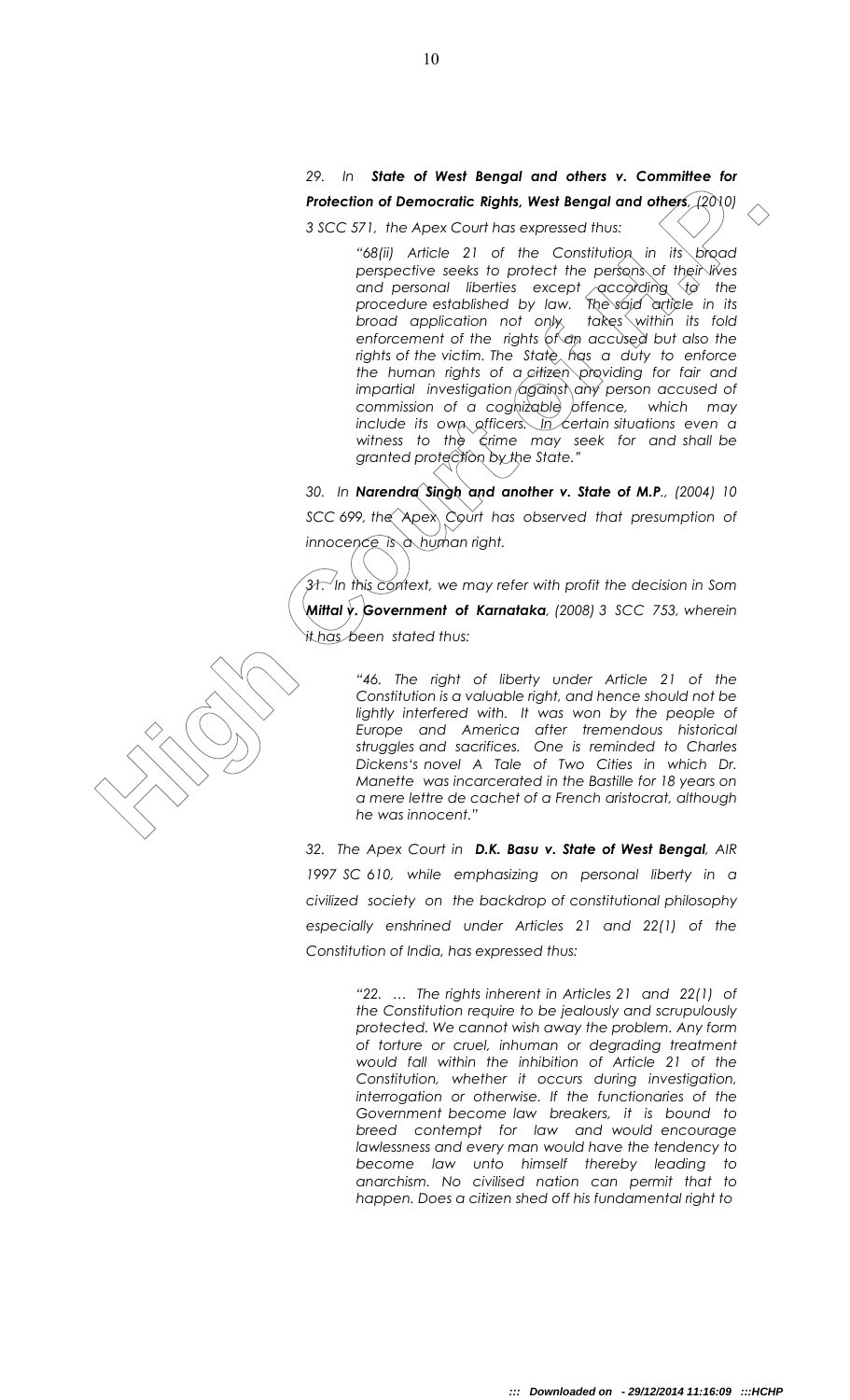29. In ***State of West Bengal and others v. Committee for Protection of Democratic Rights, West Bengal and others**, (2010) 3 SCC 571,* the Apex Court has expressed thus:

> *"68(ii) Article 21 of the Constitution in its broad perspective seeks to protect the persons of their lives and personal liberties except according to the procedure established by law. The said article in its broad application not only takes within its fold enforcement of the rights of an accused but also the rights of the victim. The State has a duty to enforce the human rights of a citizen providing for fair and impartial investigation against any person accused of commission of a cognizable offence, which may include its own officers. In certain situations even a witness to the crime may seek for and shall be granted protection by the State."*

30. In ***Narendra Singh and another v. State of M.P**., (2004) 10 SCC 699,* the Apex Court has observed that presumption of innocence is a human right.

31. In this context, we may refer with profit the decision in ***Som Mittal v. Government of Karnataka**, (2008) 3 SCC 753,* wherein it has been stated thus:

> *"46. The right of liberty under Article 21 of the Constitution is a valuable right, and hence should not be lightly interfered with. It was won by the people of Europe and America after tremendous historical struggles and sacrifices. One is reminded to Charles Dickens's novel A Tale of Two Cities in which Dr. Manette was incarcerated in the Bastille for 18 years on a mere lettre de cachet of a French aristocrat, although he was innocent."*

32. The Apex Court in ***D.K. Basu v. State of West Bengal**, AIR 1997 SC 610,* while emphasizing on personal liberty in a civilized society on the backdrop of constitutional philosophy especially enshrined under Articles 21 and 22(1) of the Constitution of India, has expressed thus:

> *"22. … The rights inherent in Articles 21 and 22(1) of the Constitution require to be jealously and scrupulously protected. We cannot wish away the problem. Any form of torture or cruel, inhuman or degrading treatment would fall within the inhibition of Article 21 of the Constitution, whether it occurs during investigation, interrogation or otherwise. If the functionaries of the Government become law breakers, it is bound to breed contempt for law and would encourage lawlessness and every man would have the tendency to become law unto himself thereby leading to anarchism. No civilised nation can permit that to happen. Does a citizen shed off his fundamental right to*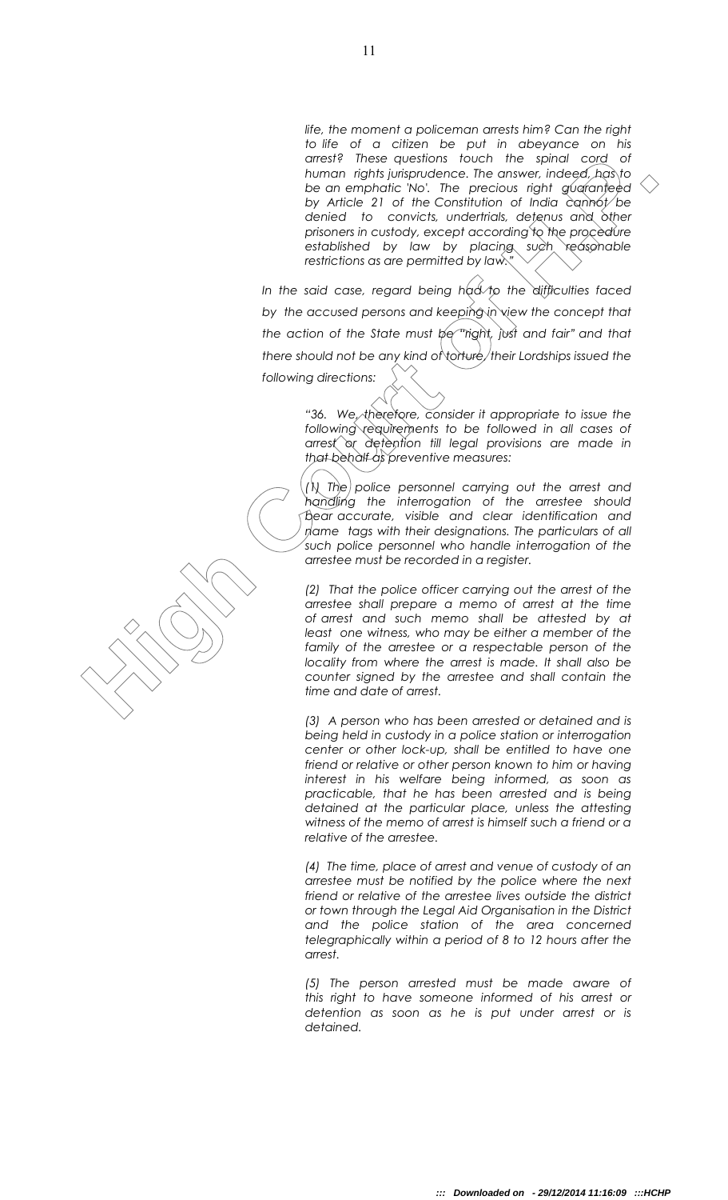> *life, the moment a policeman arrests him? Can the right to life of a citizen be put in abeyance on his arrest? These questions touch the spinal cord of human rights jurisprudence. The answer, indeed, has to be an emphatic 'No'. The precious right guaranteed by Article 21 of the Constitution of India cannot be denied to convicts, undertrials, detenus and other prisoners in custody, except according to the procedure established by law by placing such reasonable restrictions as are permitted by law."*

*In the said case, regard being had to the difficulties faced by the accused persons and keeping in view the concept that the action of the State must be "right, just and fair" and that there should not be any kind of torture, their Lordships issued the following directions:*

> *"36. We, therefore, consider it appropriate to issue the following requirements to be followed in all cases of arrest or detention till legal provisions are made in that behalf as preventive measures:*
>
> *(1) The police personnel carrying out the arrest and handling the interrogation of the arrestee should bear accurate, visible and clear identification and name tags with their designations. The particulars of all such police personnel who handle interrogation of the arrestee must be recorded in a register.*
>
> *(2) That the police officer carrying out the arrest of the arrestee shall prepare a memo of arrest at the time of arrest and such memo shall be attested by at least one witness, who may be either a member of the family of the arrestee or a respectable person of the locality from where the arrest is made. It shall also be counter signed by the arrestee and shall contain the time and date of arrest.*
>
> *(3) A person who has been arrested or detained and is being held in custody in a police station or interrogation center or other lock-up, shall be entitled to have one friend or relative or other person known to him or having interest in his welfare being informed, as soon as practicable, that he has been arrested and is being detained at the particular place, unless the attesting witness of the memo of arrest is himself such a friend or a relative of the arrestee.*
>
> *(4) The time, place of arrest and venue of custody of an arrestee must be notified by the police where the next friend or relative of the arrestee lives outside the district or town through the Legal Aid Organisation in the District and the police station of the area concerned telegraphically within a period of 8 to 12 hours after the arrest.*
>
> *(5) The person arrested must be made aware of this right to have someone informed of his arrest or detention as soon as he is put under arrest or is detained.*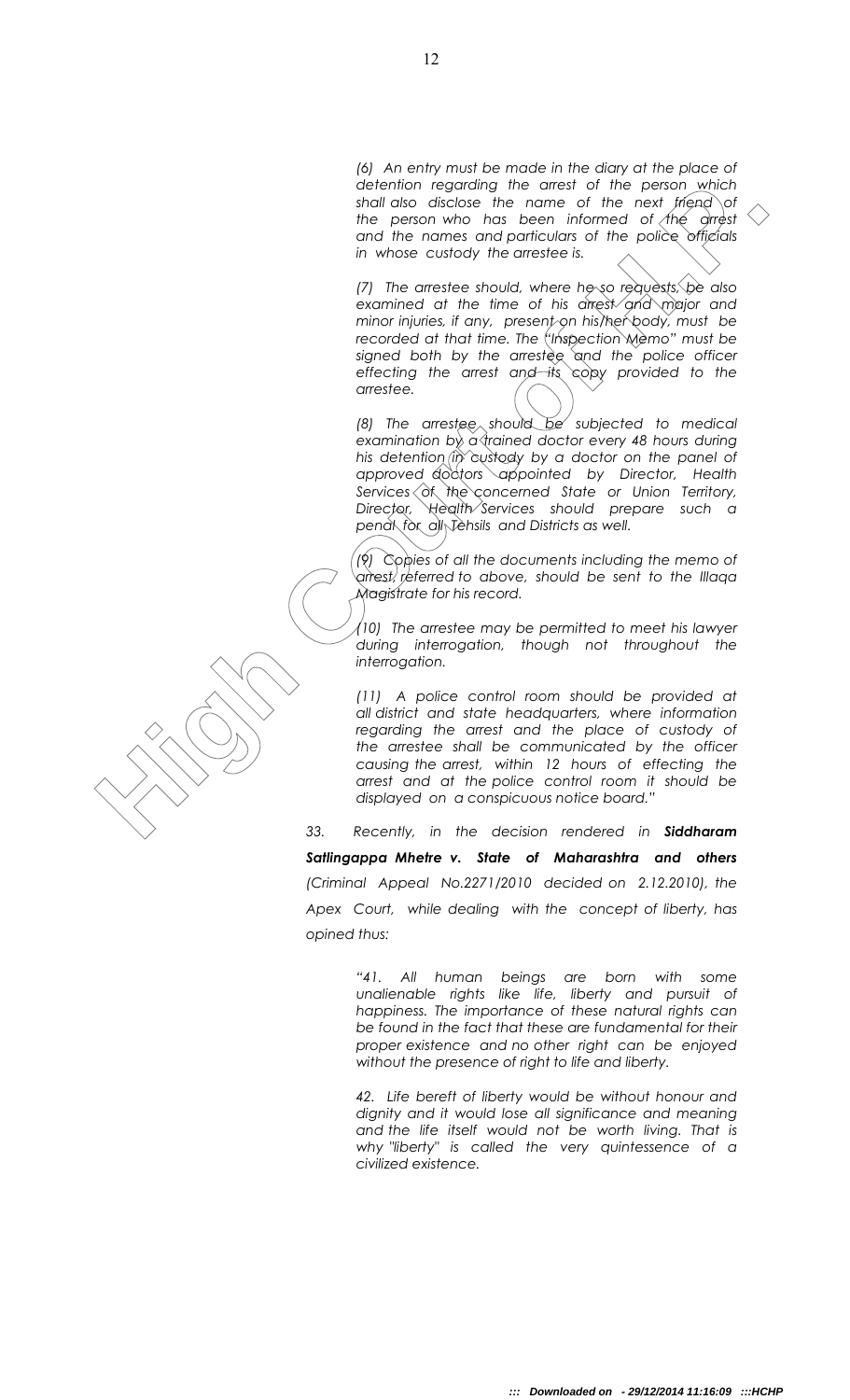> *(6) An entry must be made in the diary at the place of detention regarding the arrest of the person which shall also disclose the name of the next friend of the person who has been informed of the arrest and the names and particulars of the police officials in whose custody the arrestee is.*
>
> *(7) The arrestee should, where he so requests, be also examined at the time of his arrest and major and minor injuries, if any, present on his/her body, must be recorded at that time. The "Inspection Memo" must be signed both by the arrestee and the police officer effecting the arrest and its copy provided to the arrestee.*
>
> *(8) The arrestee should be subjected to medical examination by a trained doctor every 48 hours during his detention in custody by a doctor on the panel of approved doctors appointed by Director, Health Services of the concerned State or Union Territory, Director, Health Services should prepare such a penal for all Tehsils and Districts as well.*
>
> *(9) Copies of all the documents including the memo of arrest, referred to above, should be sent to the Illaqa Magistrate for his record.*
>
> *(10) The arrestee may be permitted to meet his lawyer during interrogation, though not throughout the interrogation.*
>
> *(11) A police control room should be provided at all district and state headquarters, where information regarding the arrest and the place of custody of the arrestee shall be communicated by the officer causing the arrest, within 12 hours of effecting the arrest and at the police control room it should be displayed on a conspicuous notice board."*

*33. Recently, in the decision rendered in **Siddharam Satlingappa Mhetre v. State of Maharashtra and others** (Criminal Appeal No.2271/2010 decided on 2.12.2010), the Apex Court, while dealing with the concept of liberty, has opined thus:*

> *"41. All human beings are born with some unalienable rights like life, liberty and pursuit of happiness. The importance of these natural rights can be found in the fact that these are fundamental for their proper existence and no other right can be enjoyed without the presence of right to life and liberty.*
>
> *42. Life bereft of liberty would be without honour and dignity and it would lose all significance and meaning and the life itself would not be worth living. That is why "liberty" is called the very quintessence of a civilized existence.*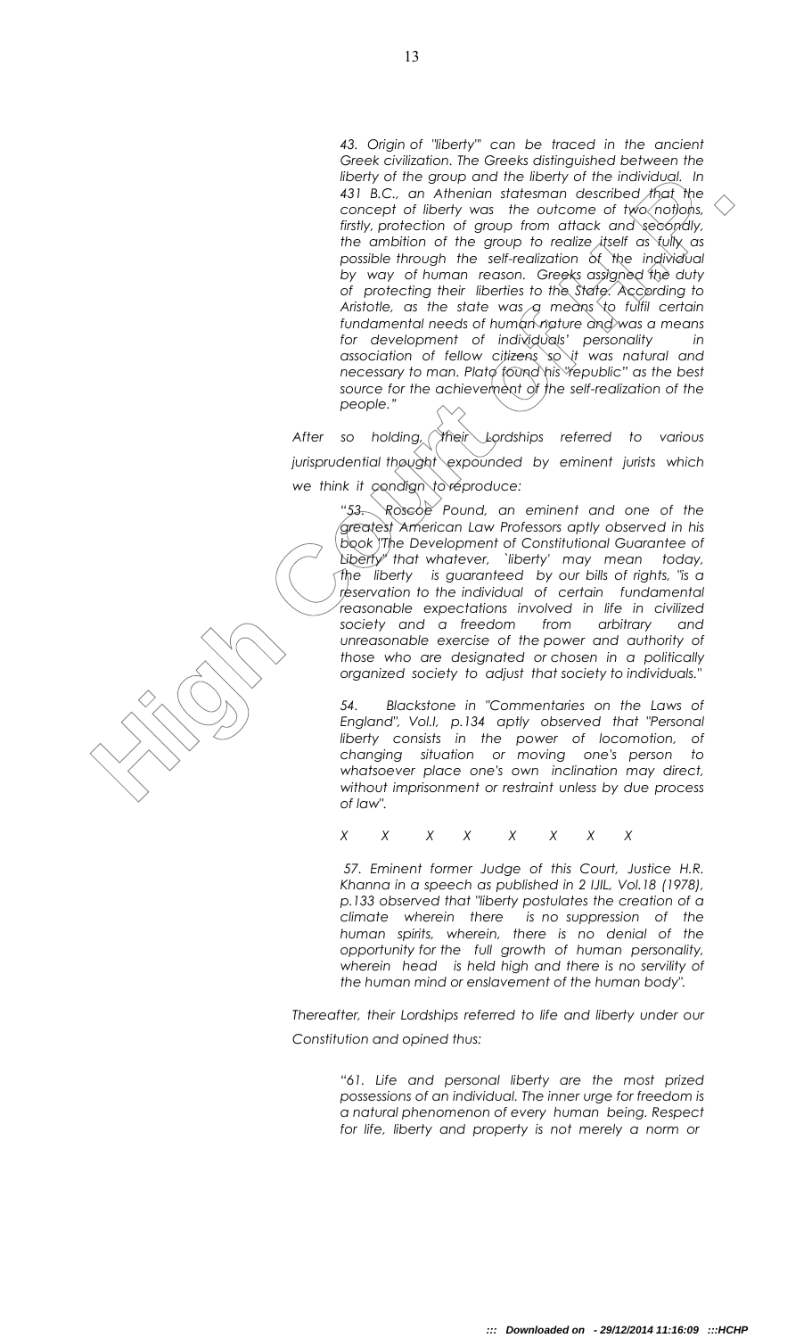*43. Origin of "liberty"' can be traced in the ancient Greek civilization. The Greeks distinguished between the liberty of the group and the liberty of the individual. In 431 B.C., an Athenian statesman described that the concept of liberty was the outcome of two notions, firstly, protection of group from attack and secondly, the ambition of the group to realize itself as fully as possible through the self-realization of the individual by way of human reason. Greeks assigned the duty of protecting their liberties to the State. According to Aristotle, as the state was a means to fulfil certain fundamental needs of human nature and was a means for development of individuals' personality in association of fellow citizens so it was natural and necessary to man. Plato found his "republic" as the best source for the achievement of the self-realization of the people."*

*After so holding, their Lordships referred to various jurisprudential thought expounded by eminent jurists which we think it condign to reproduce:*

*"53. Roscoe Pound, an eminent and one of the greatest American Law Professors aptly observed in his book "The Development of Constitutional Guarantee of Liberty" that whatever, `liberty' may mean today, the liberty is guaranteed by our bills of rights, "is a reservation to the individual of certain fundamental reasonable expectations involved in life in civilized society and a freedom from arbitrary and unreasonable exercise of the power and authority of those who are designated or chosen in a politically organized society to adjust that society to individuals."*

*54. Blackstone in "Commentaries on the Laws of England", Vol.I, p.134 aptly observed that "Personal liberty consists in the power of locomotion, of changing situation or moving one's person to whatsoever place one's own inclination may direct, without imprisonment or restraint unless by due process of law".*

*X X X X X X X X*

*57. Eminent former Judge of this Court, Justice H.R. Khanna in a speech as published in 2 IJIL, Vol.18 (1978), p.133 observed that "liberty postulates the creation of a climate wherein there is no suppression of the human spirits, wherein, there is no denial of the opportunity for the full growth of human personality, wherein head is held high and there is no servility of the human mind or enslavement of the human body".*

*Thereafter, their Lordships referred to life and liberty under our Constitution and opined thus:*

*"61. Life and personal liberty are the most prized possessions of an individual. The inner urge for freedom is a natural phenomenon of every human being. Respect for life, liberty and property is not merely a norm or*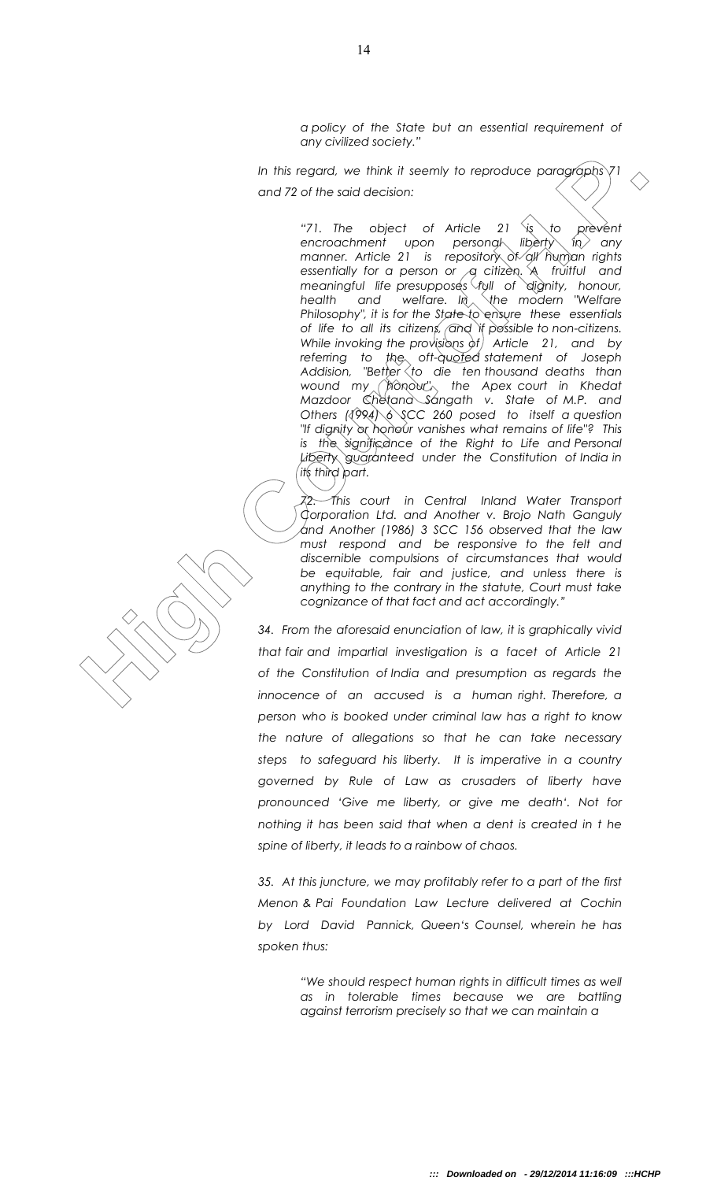*a policy of the State but an essential requirement of any civilized society."*

*In this regard, we think it seemly to reproduce paragraphs 71 and 72 of the said decision:*

> *"71. The object of Article 21 is to prevent encroachment upon personal liberty in any manner. Article 21 is repository of all human rights essentially for a person or a citizen. A fruitful and meaningful life presupposes full of dignity, honour, health and welfare. In the modern "Welfare Philosophy", it is for the State to ensure these essentials of life to all its citizens, and if possible to non-citizens. While invoking the provisions of Article 21, and by referring to the oft-quoted statement of Joseph Addision, "Better to die ten thousand deaths than wound my honour", the Apex court in Khedat Mazdoor Chetana Sangath v. State of M.P. and Others (1994) 6 SCC 260 posed to itself a question "If dignity or honour vanishes what remains of life"? This is the significance of the Right to Life and Personal Liberty guaranteed under the Constitution of India in its third part.*
>
> *72. This court in Central Inland Water Transport Corporation Ltd. and Another v. Brojo Nath Ganguly and Another (1986) 3 SCC 156 observed that the law must respond and be responsive to the felt and discernible compulsions of circumstances that would be equitable, fair and justice, and unless there is anything to the contrary in the statute, Court must take cognizance of that fact and act accordingly."*

*34. From the aforesaid enunciation of law, it is graphically vivid that fair and impartial investigation is a facet of Article 21 of the Constitution of India and presumption as regards the innocence of an accused is a human right. Therefore, a person who is booked under criminal law has a right to know the nature of allegations so that he can take necessary steps to safeguard his liberty. It is imperative in a country governed by Rule of Law as crusaders of liberty have pronounced 'Give me liberty, or give me death'. Not for nothing it has been said that when a dent is created in t he spine of liberty, it leads to a rainbow of chaos.*

*35. At this juncture, we may profitably refer to a part of the first Menon & Pai Foundation Law Lecture delivered at Cochin by Lord David Pannick, Queen's Counsel, wherein he has spoken thus:*

> *"We should respect human rights in difficult times as well as in tolerable times because we are battling against terrorism precisely so that we can maintain a*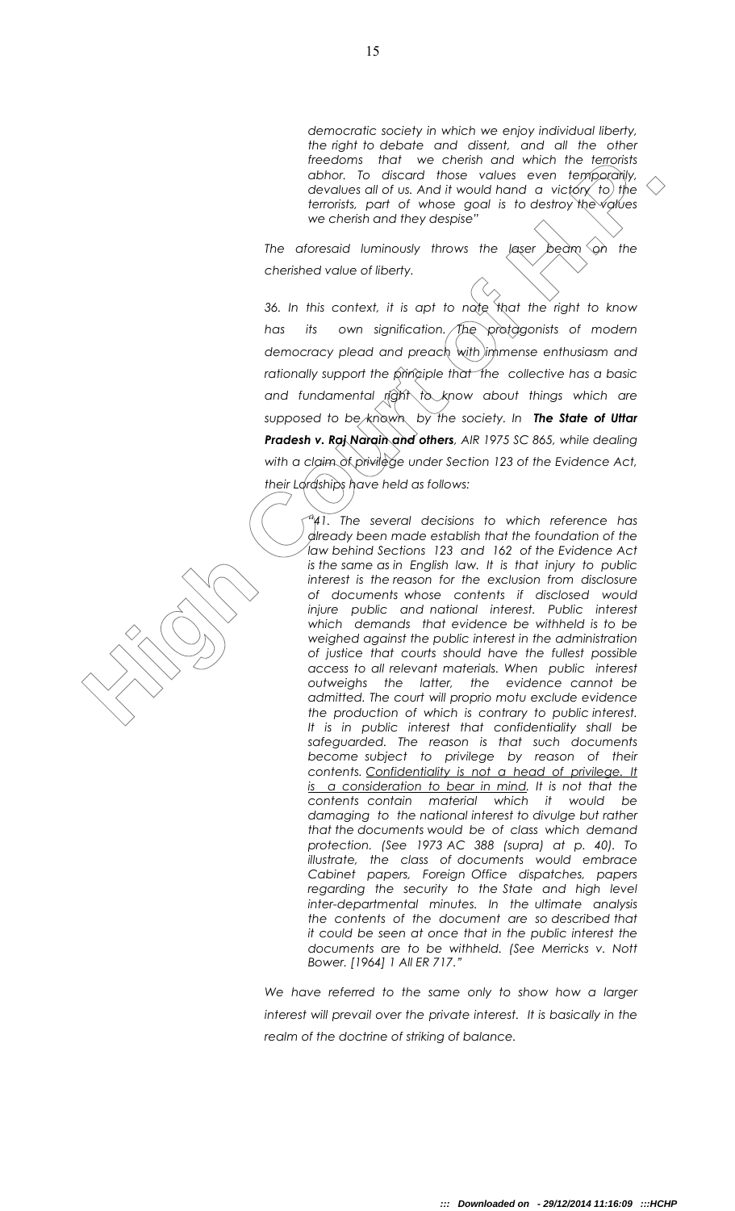> *democratic society in which we enjoy individual liberty, the right to debate and dissent, and all the other freedoms that we cherish and which the terrorists abhor. To discard those values even temporarily, devalues all of us. And it would hand a victory to the terrorists, part of whose goal is to destroy the values we cherish and they despise"*

*The aforesaid luminously throws the laser beam on the cherished value of liberty.*

*36. In this context, it is apt to note that the right to know has its own signification. The protagonists of modern democracy plead and preach with immense enthusiasm and rationally support the principle that the collective has a basic and fundamental right to know about things which are supposed to be known by the society. In* ***The State of Uttar Pradesh v. Raj Narain and others****, AIR 1975 SC 865, while dealing with a claim of privilege under Section 123 of the Evidence Act, their Lordships have held as follows:*

> *"41. The several decisions to which reference has already been made establish that the foundation of the law behind Sections 123 and 162 of the Evidence Act is the same as in English law. It is that injury to public interest is the reason for the exclusion from disclosure of documents whose contents if disclosed would injure public and national interest. Public interest which demands that evidence be withheld is to be weighed against the public interest in the administration of justice that courts should have the fullest possible access to all relevant materials. When public interest outweighs the latter, the evidence cannot be admitted. The court will proprio motu exclude evidence the production of which is contrary to public interest. It is in public interest that confidentiality shall be safeguarded. The reason is that such documents become subject to privilege by reason of their contents. <u>Confidentiality is not a head of privilege. It is a consideration to bear in mind.</u> It is not that the contents contain material which it would be damaging to the national interest to divulge but rather that the documents would be of class which demand protection. (See 1973 AC 388 (supra) at p. 40). To illustrate, the class of documents would embrace Cabinet papers, Foreign Office dispatches, papers regarding the security to the State and high level inter-departmental minutes. In the ultimate analysis the contents of the document are so described that it could be seen at once that in the public interest the documents are to be withheld. (See Merricks v. Nott Bower. [1964] 1 All ER 717."*

*We have referred to the same only to show how a larger interest will prevail over the private interest. It is basically in the realm of the doctrine of striking of balance.*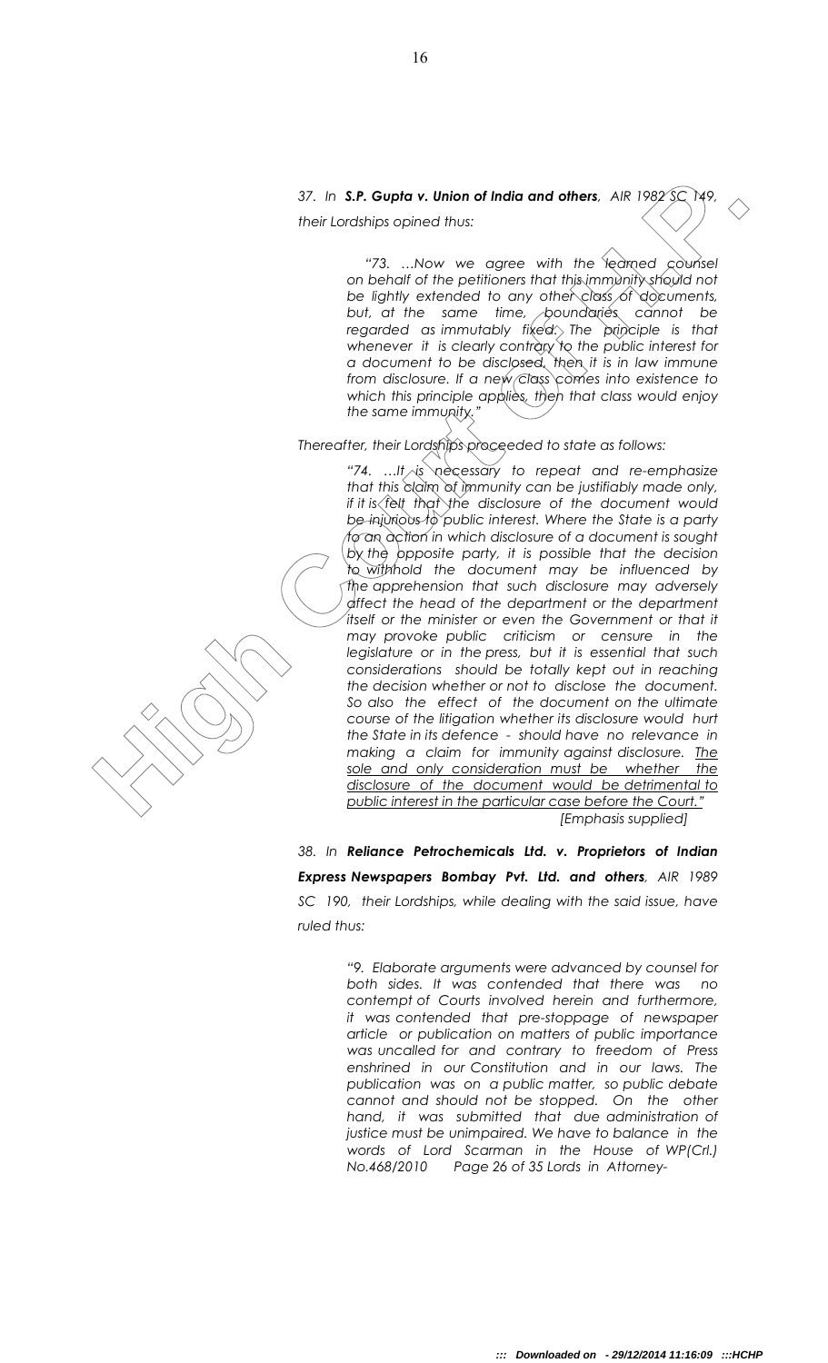*37. In **S.P. Gupta v. Union of India and others**, AIR 1982 SC 149, their Lordships opined thus:*

> *"73. …Now we agree with the learned counsel on behalf of the petitioners that this immunity should not be lightly extended to any other class of documents, but, at the same time, boundaries cannot be regarded as immutably fixed. The principle is that whenever it is clearly contrary to the public interest for a document to be disclosed, then it is in law immune from disclosure. If a new class comes into existence to which this principle applies, then that class would enjoy the same immunity."*

*Thereafter, their Lordships proceeded to state as follows:*

> *"74. …It is necessary to repeat and re-emphasize that this claim of immunity can be justifiably made only, if it is felt that the disclosure of the document would be injurious to public interest. Where the State is a party to an action in which disclosure of a document is sought by the opposite party, it is possible that the decision to withhold the document may be influenced by the apprehension that such disclosure may adversely affect the head of the department or the department itself or the minister or even the Government or that it may provoke public criticism or censure in the legislature or in the press, but it is essential that such considerations should be totally kept out in reaching the decision whether or not to disclose the document. So also the effect of the document on the ultimate course of the litigation whether its disclosure would hurt the State in its defence - should have no relevance in making a claim for immunity against disclosure. <u>The sole and only consideration must be whether the disclosure of the document would be detrimental to public interest in the particular case before the Court.</u>"*
>
> *[Emphasis supplied]*

*38. In **Reliance Petrochemicals Ltd. v. Proprietors of Indian Express Newspapers Bombay Pvt. Ltd. and others**, AIR 1989 SC 190, their Lordships, while dealing with the said issue, have ruled thus:*

> *"9. Elaborate arguments were advanced by counsel for both sides. It was contended that there was no contempt of Courts involved herein and furthermore, it was contended that pre-stoppage of newspaper article or publication on matters of public importance was uncalled for and contrary to freedom of Press enshrined in our Constitution and in our laws. The publication was on a public matter, so public debate cannot and should not be stopped. On the other hand, it was submitted that due administration of justice must be unimpaired. We have to balance in the words of Lord Scarman in the House of WP(Crl.) No.468/2010 Page 26 of 35 Lords in Attorney-*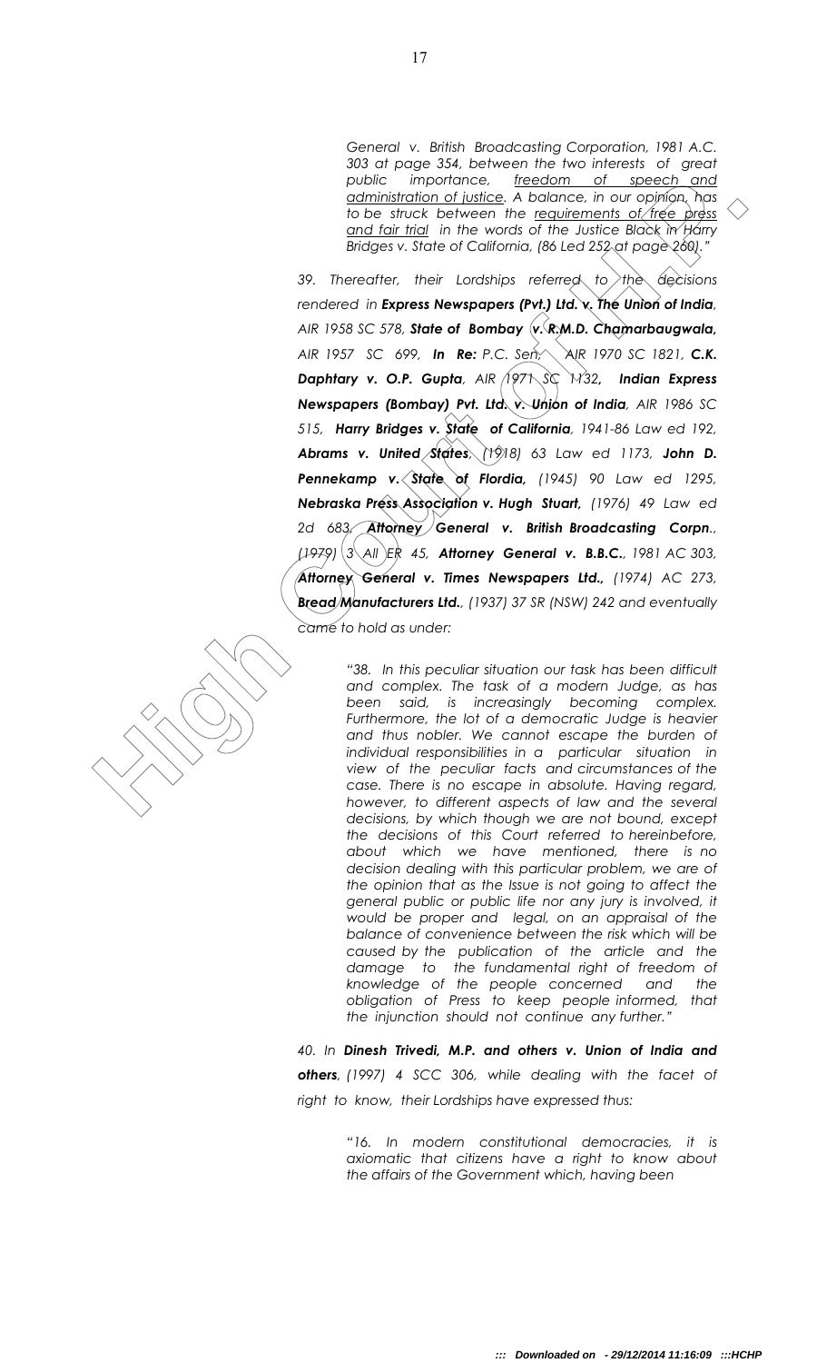> *General v. British Broadcasting Corporation, 1981 A.C. 303 at page 354, between the two interests of great public importance, freedom of speech and administration of justice. A balance, in our opinion, has to be struck between the requirements of free press and fair trial in the words of the Justice Black in Harry Bridges v. State of California, (86 Led 252 at page 260)."*

*39. Thereafter, their Lordships referred to the decisions rendered in **Express Newspapers (Pvt.) Ltd. v. The Union of India**, AIR 1958 SC 578, **State of Bombay v. R.M.D. Chamarbaugwala,** AIR 1957 SC 699, **In Re:** P.C. Sen, AIR 1970 SC 1821, **C.K. Daphtary v. O.P. Gupta**, AIR 1971 SC 1132, **Indian Express Newspapers (Bombay) Pvt. Ltd. v. Union of India**, AIR 1986 SC 515, **Harry Bridges v. State of California**, 1941-86 Law ed 192, **Abrams v. United States**, (1918) 63 Law ed 1173, **John D. Pennekamp v. State of Flordia,** (1945) 90 Law ed 1295, **Nebraska Press Association v. Hugh Stuart,** (1976) 49 Law ed 2d 683, **Attorney General v. British Broadcasting Corpn.**, (1979) 3 All ER 45, **Attorney General v. B.B.C.**, 1981 AC 303, **Attorney General v. Times Newspapers Ltd.,** (1974) AC 273, **Bread Manufacturers Ltd.**, (1937) 37 SR (NSW) 242 and eventually came to hold as under:*

> *"38. In this peculiar situation our task has been difficult and complex. The task of a modern Judge, as has been said, is increasingly becoming complex. Furthermore, the lot of a democratic Judge is heavier and thus nobler. We cannot escape the burden of individual responsibilities in a particular situation in view of the peculiar facts and circumstances of the case. There is no escape in absolute. Having regard, however, to different aspects of law and the several decisions, by which though we are not bound, except the decisions of this Court referred to hereinbefore, about which we have mentioned, there is no decision dealing with this particular problem, we are of the opinion that as the Issue is not going to affect the general public or public life nor any jury is involved, it would be proper and legal, on an appraisal of the balance of convenience between the risk which will be caused by the publication of the article and the damage to the fundamental right of freedom of knowledge of the people concerned and the obligation of Press to keep people informed, that the injunction should not continue any further."*

*40. In **Dinesh Trivedi, M.P. and others v. Union of India and others**, (1997) 4 SCC 306, while dealing with the facet of right to know, their Lordships have expressed thus:*

> *"16. In modern constitutional democracies, it is axiomatic that citizens have a right to know about the affairs of the Government which, having been*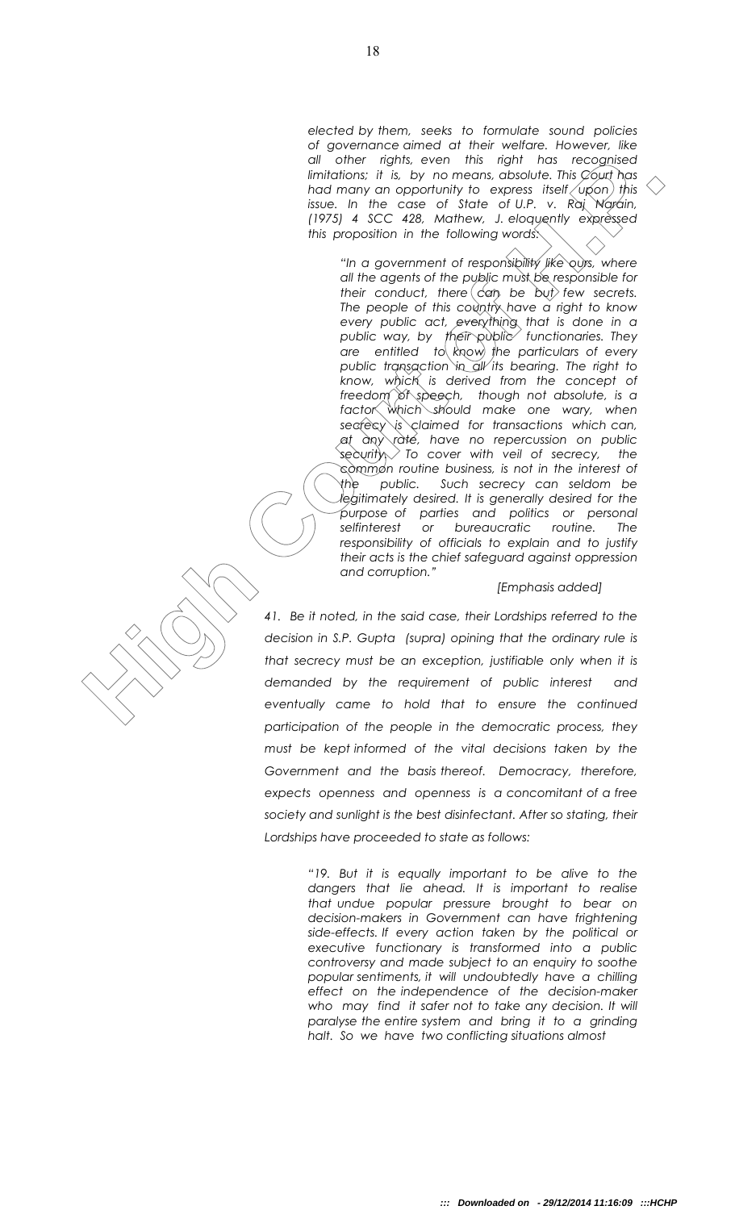*elected by them, seeks to formulate sound policies of governance aimed at their welfare. However, like all other rights, even this right has recognised limitations; it is, by no means, absolute. This Court has had many an opportunity to express itself upon this issue. In the case of State of U.P. v. Raj Narain, (1975) 4 SCC 428, Mathew, J. eloquently expressed this proposition in the following words:*

> *"In a government of responsibility like ours, where all the agents of the public must be responsible for their conduct, there can be but few secrets. The people of this country have a right to know every public act, everything that is done in a public way, by their public functionaries. They are entitled to know the particulars of every public transaction in all its bearing. The right to know, which is derived from the concept of freedom of speech, though not absolute, is a factor which should make one wary, when secrecy is claimed for transactions which can, at any rate, have no repercussion on public security. To cover with veil of secrecy, the common routine business, is not in the interest of the public. Such secrecy can seldom be legitimately desired. It is generally desired for the purpose of parties and politics or personal selfinterest or bureaucratic routine. The responsibility of officials to explain and to justify their acts is the chief safeguard against oppression and corruption."*
>
> *[Emphasis added]*

*41. Be it noted, in the said case, their Lordships referred to the decision in S.P. Gupta (supra) opining that the ordinary rule is that secrecy must be an exception, justifiable only when it is demanded by the requirement of public interest and eventually came to hold that to ensure the continued participation of the people in the democratic process, they must be kept informed of the vital decisions taken by the Government and the basis thereof. Democracy, therefore, expects openness and openness is a concomitant of a free society and sunlight is the best disinfectant. After so stating, their Lordships have proceeded to state as follows:*

> *"19. But it is equally important to be alive to the dangers that lie ahead. It is important to realise that undue popular pressure brought to bear on decision-makers in Government can have frightening side-effects. If every action taken by the political or executive functionary is transformed into a public controversy and made subject to an enquiry to soothe popular sentiments, it will undoubtedly have a chilling effect on the independence of the decision-maker who may find it safer not to take any decision. It will paralyse the entire system and bring it to a grinding halt. So we have two conflicting situations almost*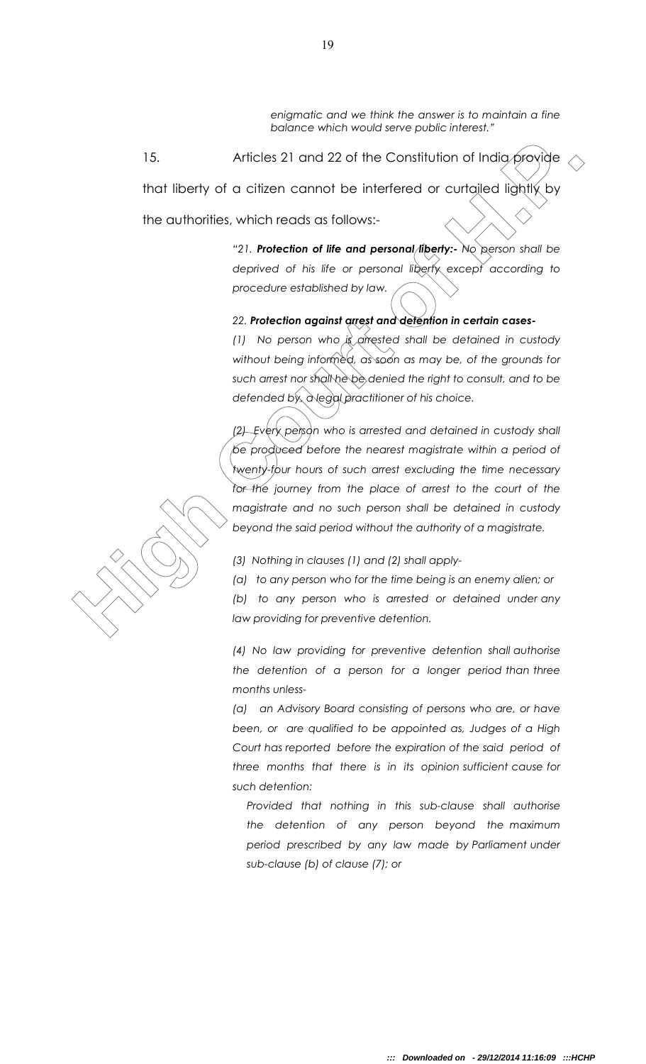*enigmatic and we think the answer is to maintain a fine balance which would serve public interest."*

15. Articles 21 and 22 of the Constitution of India provide that liberty of a citizen cannot be interfered or curtailed lightly by the authorities, which reads as follows:-

> *"21. **Protection of life and personal liberty:-** No person shall be deprived of his life or personal liberty except according to procedure established by law.*
>
> *22. **Protection against arrest and detention in certain cases-***
>
> *(1) No person who is arrested shall be detained in custody without being informed, as soon as may be, of the grounds for such arrest nor shall he be denied the right to consult, and to be defended by, a legal practitioner of his choice.*
>
> *(2) Every person who is arrested and detained in custody shall be produced before the nearest magistrate within a period of twenty-four hours of such arrest excluding the time necessary for the journey from the place of arrest to the court of the magistrate and no such person shall be detained in custody beyond the said period without the authority of a magistrate.*
>
> *(3) Nothing in clauses (1) and (2) shall apply-*
>
> *(a) to any person who for the time being is an enemy alien; or*
>
> *(b) to any person who is arrested or detained under any law providing for preventive detention.*
>
> *(4) No law providing for preventive detention shall authorise the detention of a person for a longer period than three months unless-*
>
> *(a) an Advisory Board consisting of persons who are, or have been, or are qualified to be appointed as, Judges of a High Court has reported before the expiration of the said period of three months that there is in its opinion sufficient cause for such detention:*
>
> *Provided that nothing in this sub-clause shall authorise the detention of any person beyond the maximum period prescribed by any law made by Parliament under sub-clause (b) of clause (7); or*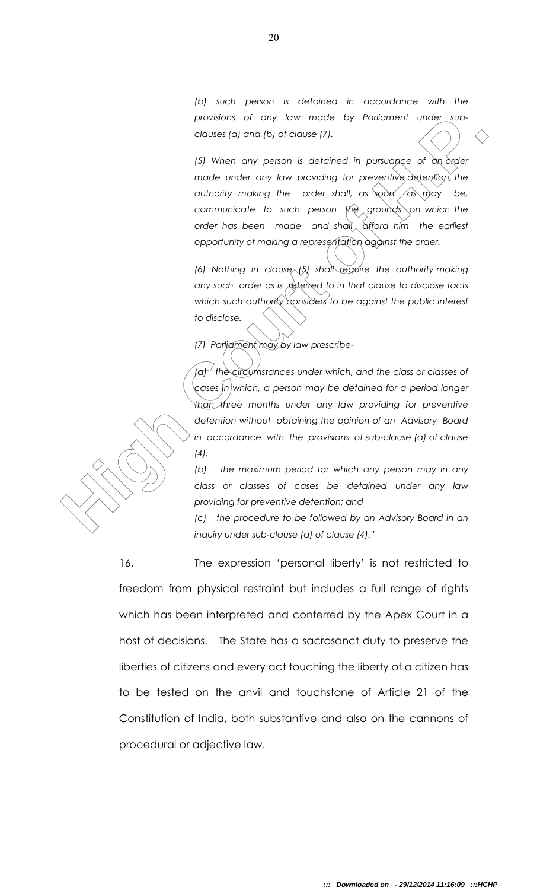*(b) such person is detained in accordance with the provisions of any law made by Parliament under sub-clauses (a) and (b) of clause (7).*

*(5) When any person is detained in pursuance of an order made under any law providing for preventive detention, the authority making the order shall, as soon as may be, communicate to such person the grounds on which the order has been made and shall afford him the earliest opportunity of making a representation against the order.*

*(6) Nothing in clause (5) shall require the authority making any such order as is referred to in that clause to disclose facts which such authority considers to be against the public interest to disclose.*

*(7) Parliament may by law prescribe-*

*(a) the circumstances under which, and the class or classes of cases in which, a person may be detained for a period longer than three months under any law providing for preventive detention without obtaining the opinion of an Advisory Board in accordance with the provisions of sub-clause (a) of clause (4);*

*(b) the maximum period for which any person may in any class or classes of cases be detained under any law providing for preventive detention; and*

*(c) the procedure to be followed by an Advisory Board in an inquiry under sub-clause (a) of clause (4)."*

16. The expression 'personal liberty' is not restricted to freedom from physical restraint but includes a full range of rights which has been interpreted and conferred by the Apex Court in a host of decisions. The State has a sacrosanct duty to preserve the liberties of citizens and every act touching the liberty of a citizen has to be tested on the anvil and touchstone of Article 21 of the Constitution of India, both substantive and also on the cannons of procedural or adjective law.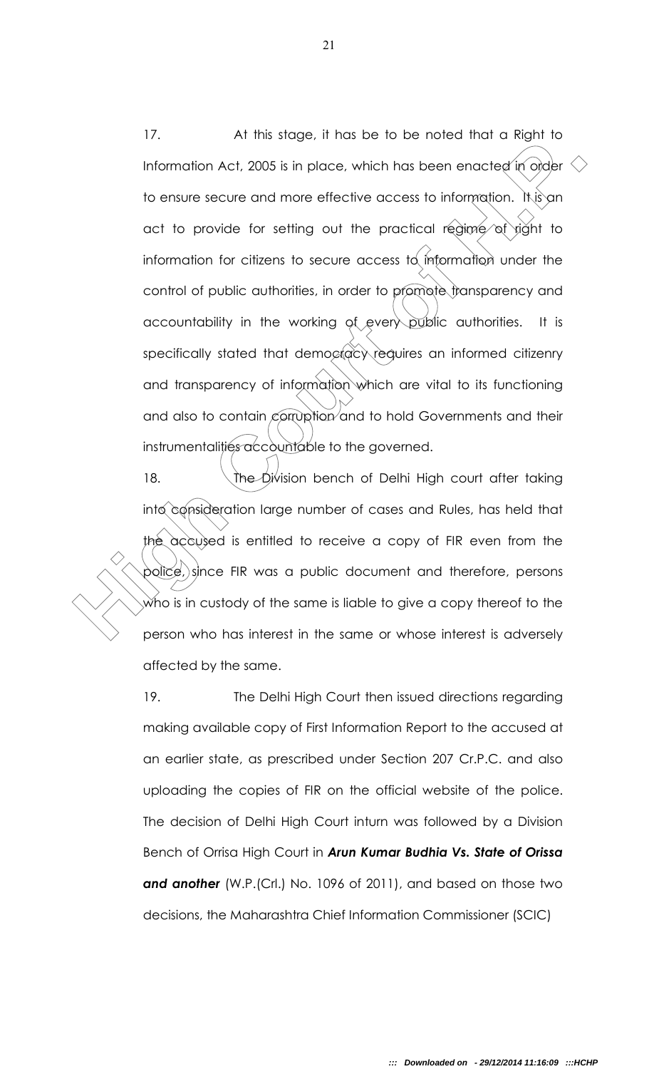17. At this stage, it has be to be noted that a Right to Information Act, 2005 is in place, which has been enacted in order to ensure secure and more effective access to information. It is an act to provide for setting out the practical regime of right to information for citizens to secure access to information under the control of public authorities, in order to promote transparency and accountability in the working of every public authorities. It is specifically stated that democracy requires an informed citizenry and transparency of information which are vital to its functioning and also to contain corruption and to hold Governments and their instrumentalities accountable to the governed.

18. The Division bench of Delhi High court after taking into consideration large number of cases and Rules, has held that the accused is entitled to receive a copy of FIR even from the police, since FIR was a public document and therefore, persons who is in custody of the same is liable to give a copy thereof to the person who has interest in the same or whose interest is adversely affected by the same.

19. The Delhi High Court then issued directions regarding making available copy of First Information Report to the accused at an earlier state, as prescribed under Section 207 Cr.P.C. and also uploading the copies of FIR on the official website of the police. The decision of Delhi High Court inturn was followed by a Division Bench of Orrisa High Court in ***Arun Kumar Budhia Vs. State of Orissa and another*** (W.P.(Crl.) No. 1096 of 2011), and based on those two decisions, the Maharashtra Chief Information Commissioner (SCIC)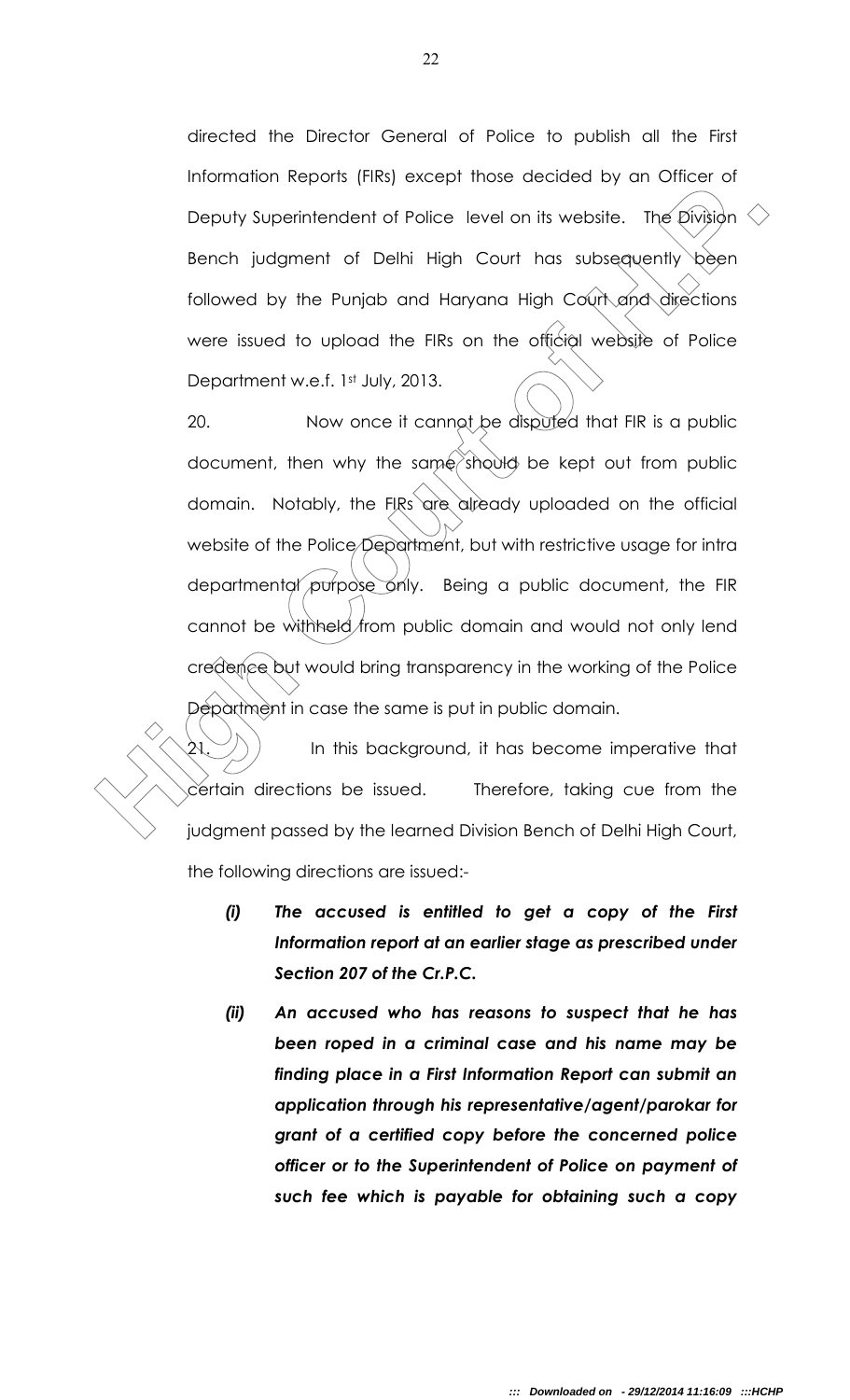directed the Director General of Police to publish all the First Information Reports (FIRs) except those decided by an Officer of Deputy Superintendent of Police level on its website. The Division Bench judgment of Delhi High Court has subsequently been followed by the Punjab and Haryana High Court and directions were issued to upload the FIRs on the official website of Police Department w.e.f. 1st July, 2013.

20. Now once it cannot be disputed that FIR is a public document, then why the same should be kept out from public domain. Notably, the FIRs are already uploaded on the official website of the Police Department, but with restrictive usage for intra departmental purpose only. Being a public document, the FIR cannot be withheld from public domain and would not only lend credence but would bring transparency in the working of the Police Department in case the same is put in public domain.

21. In this background, it has become imperative that certain directions be issued. Therefore, taking cue from the judgment passed by the learned Division Bench of Delhi High Court, the following directions are issued:-

- ***(i) The accused is entitled to get a copy of the First Information report at an earlier stage as prescribed under Section 207 of the Cr.P.C.***
- ***(ii) An accused who has reasons to suspect that he has been roped in a criminal case and his name may be finding place in a First Information Report can submit an application through his representative/agent/parokar for grant of a certified copy before the concerned police officer or to the Superintendent of Police on payment of such fee which is payable for obtaining such a copy***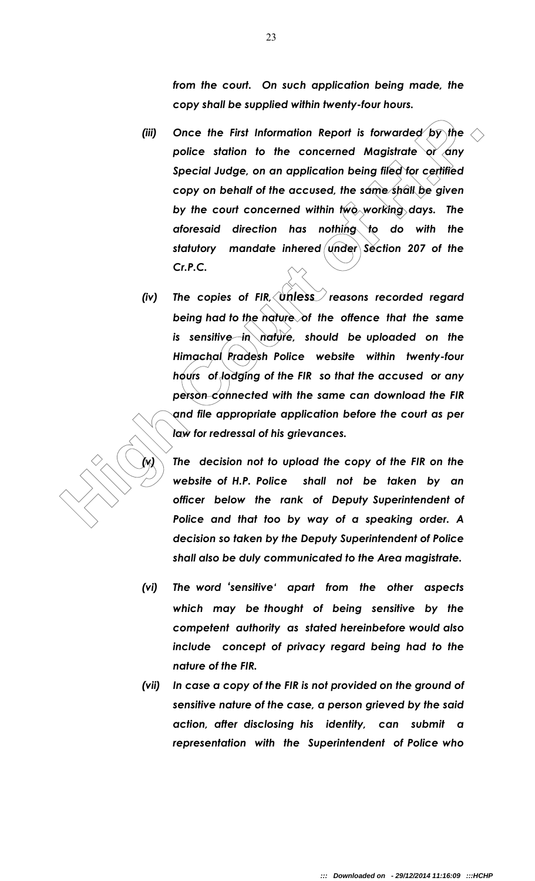*from the court. On such application being made, the copy shall be supplied within twenty-four hours.*

*(iii) Once the First Information Report is forwarded by the police station to the concerned Magistrate or any Special Judge, on an application being filed for certified copy on behalf of the accused, the same shall be given by the court concerned within two working days. The aforesaid direction has nothing to do with the statutory mandate inhered under Section 207 of the Cr.P.C.*

*(iv) The copies of FIR, unless reasons recorded regard being had to the nature of the offence that the same is sensitive in nature, should be uploaded on the Himachal Pradesh Police website within twenty-four hours of lodging of the FIR so that the accused or any person connected with the same can download the FIR and file appropriate application before the court as per law for redressal of his grievances.*

*(v) The decision not to upload the copy of the FIR on the website of H.P. Police shall not be taken by an officer below the rank of Deputy Superintendent of Police and that too by way of a speaking order. A decision so taken by the Deputy Superintendent of Police shall also be duly communicated to the Area magistrate.*

*(vi) The word 'sensitive' apart from the other aspects which may be thought of being sensitive by the competent authority as stated hereinbefore would also include concept of privacy regard being had to the nature of the FIR.*

*(vii) In case a copy of the FIR is not provided on the ground of sensitive nature of the case, a person grieved by the said action, after disclosing his identity, can submit a representation with the Superintendent of Police who*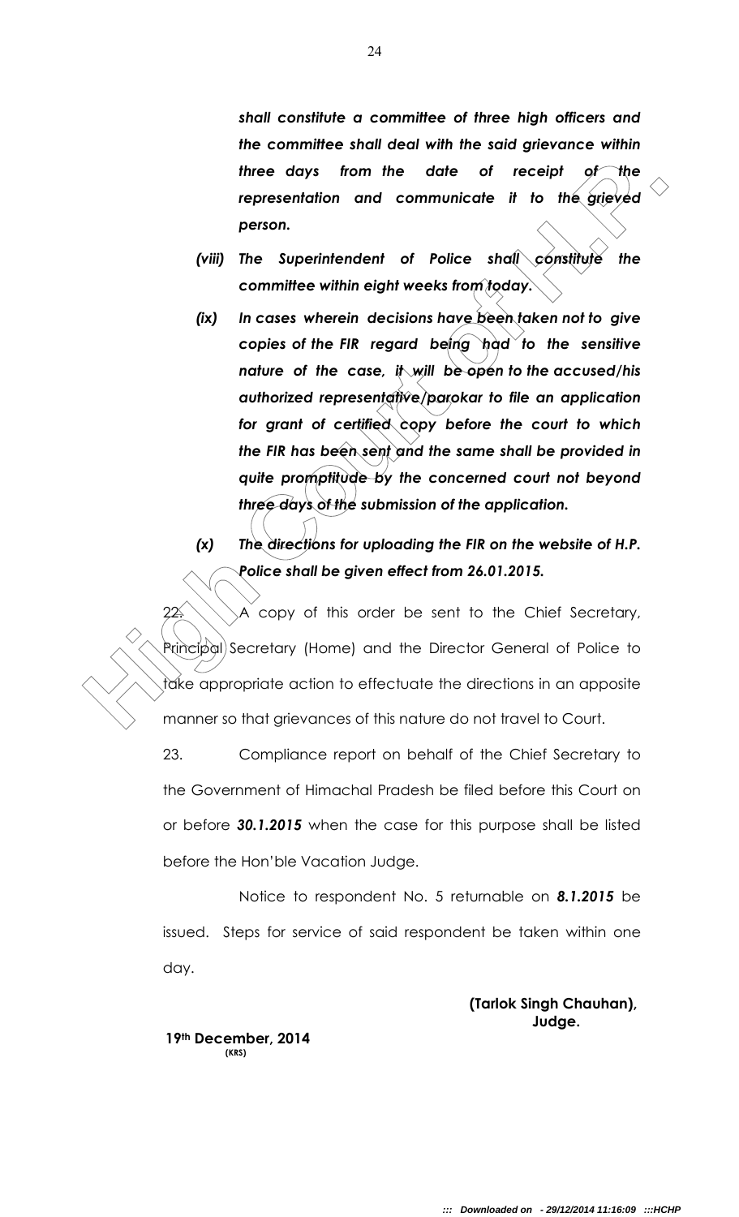***shall constitute a committee of three high officers and the committee shall deal with the said grievance within three days from the date of receipt of the representation and communicate it to the grieved person.***

***(viii) The Superintendent of Police shall constitute the committee within eight weeks from today.***

***(ix) In cases wherein decisions have been taken not to give copies of the FIR regard being had to the sensitive nature of the case, it will be open to the accused/his authorized representative/parokar to file an application for grant of certified copy before the court to which the FIR has been sent and the same shall be provided in quite promptitude by the concerned court not beyond three days of the submission of the application.***

***(x) The directions for uploading the FIR on the website of H.P. Police shall be given effect from 26.01.2015.***

22. A copy of this order be sent to the Chief Secretary, Principal Secretary (Home) and the Director General of Police to take appropriate action to effectuate the directions in an apposite manner so that grievances of this nature do not travel to Court.

23. Compliance report on behalf of the Chief Secretary to the Government of Himachal Pradesh be filed before this Court on or before ***30.1.2015*** when the case for this purpose shall be listed before the Hon'ble Vacation Judge.

Notice to respondent No. 5 returnable on ***8.1.2015*** be issued. Steps for service of said respondent be taken within one day.

**(Tarlok Singh Chauhan),**
**Judge.**

**19th December, 2014**
**(KRS)**